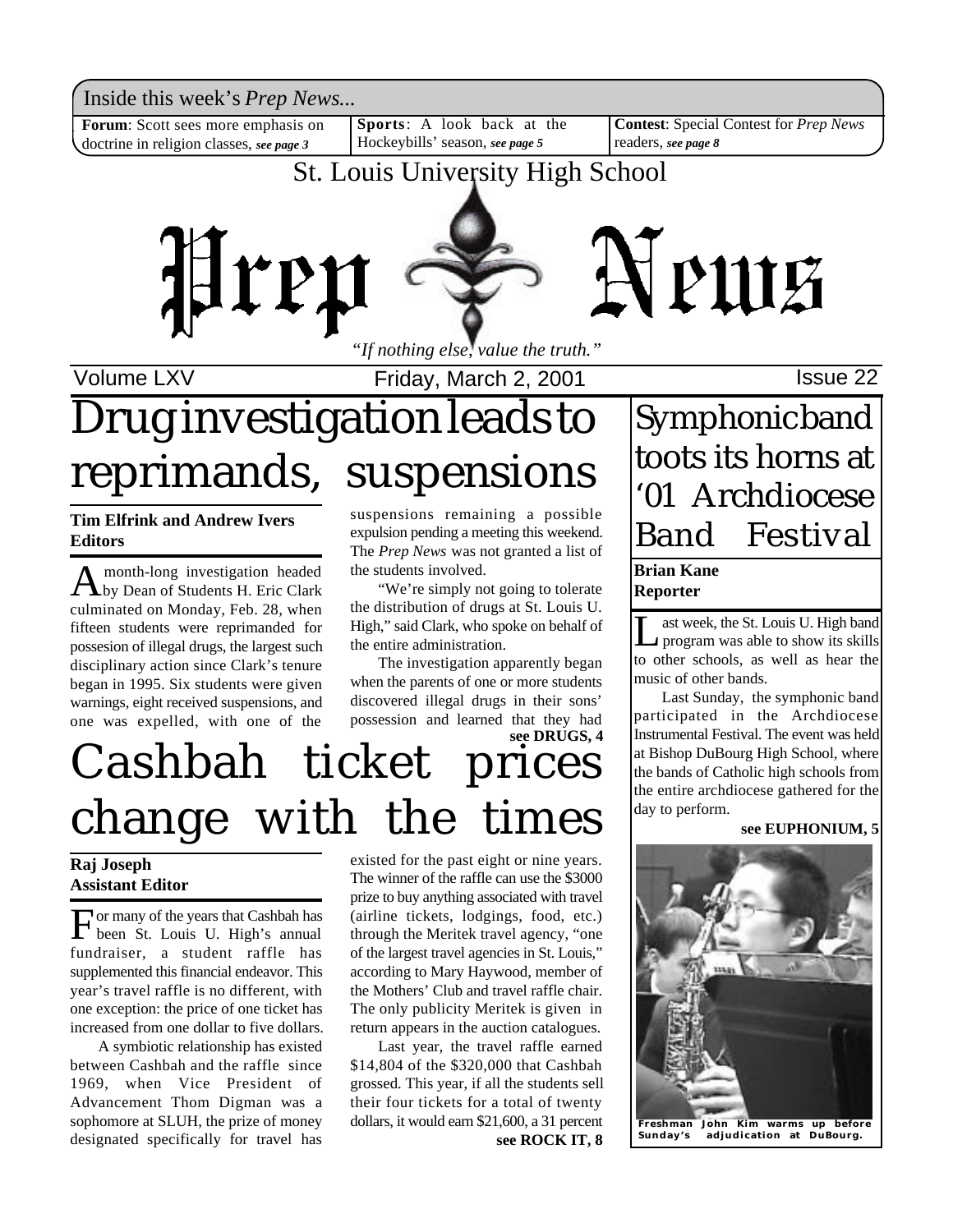Inside this week's *Prep News...*

**Forum**: Scott sees more emphasis on doctrine in religion classes, *see page 3*

**Sports**: A look back at the Hockeybills' season, *see page 5*

**Contest**: Special Contest for *Prep News* readers, *see page 8*

St. Louis University High School

# Prep News

*"If nothing else, value the truth."*

Volume LXV — Friday, March 2, 2001 — Issue 22

# Drug investigation leads to reprimands, suspensions

**Tim Elfrink and Andrew Ivers**
**Editors**

A month-long investigation headed by Dean of Students H. Eric Clark culminated on Monday, Feb. 28, when fifteen students were reprimanded for possesion of illegal drugs, the largest such disciplinary action since Clark's tenure began in 1995. Six students were given warnings, eight received suspensions, and one was expelled, with one of the suspensions remaining a possible expulsion pending a meeting this weekend. The *Prep News* was not granted a list of the students involved.

"We're simply not going to tolerate the distribution of drugs at St. Louis U. High," said Clark, who spoke on behalf of the entire administration.

The investigation apparently began when the parents of one or more students discovered illegal drugs in their sons' possession and learned that they had

**see DRUGS, 4**

# Cashbah ticket prices change with the times

**Raj Joseph**
**Assistant Editor**

For many of the years that Cashbah has been St. Louis U. High's annual fundraiser, a student raffle has supplemented this financial endeavor. This year's travel raffle is no different, with one exception: the price of one ticket has increased from one dollar to five dollars.

A symbiotic relationship has existed between Cashbah and the raffle since 1969, when Vice President of Advancement Thom Digman was a sophomore at SLUH, the prize of money designated specifically for travel has existed for the past eight or nine years. The winner of the raffle can use the $3000 prize to buy anything associated with travel (airline tickets, lodgings, food, etc.) through the Meritek travel agency, "one of the largest travel agencies in St. Louis," according to Mary Haywood, member of the Mothers' Club and travel raffle chair. The only publicity Meritek is given in return appears in the auction catalogues.

Last year, the travel raffle earned $14,804 of the $320,000 that Cashbah grossed. This year, if all the students sell their four tickets for a total of twenty dollars, it would earn $21,600, a 31 percent

**see ROCK IT, 8**

# Symphonic band toots its horns at '01 Archdiocese Band Festival

**Brian Kane**
**Reporter**

Last week, the St. Louis U. High band program was able to show its skills to other schools, as well as hear the music of other bands.

Last Sunday, the symphonic band participated in the Archdiocese Instrumental Festival. The event was held at Bishop DuBourg High School, where the bands of Catholic high schools from the entire archdiocese gathered for the day to perform.

**see EUPHONIUM, 5**

Freshman John Kim warms up before Sunday's adjudication at DuBourg.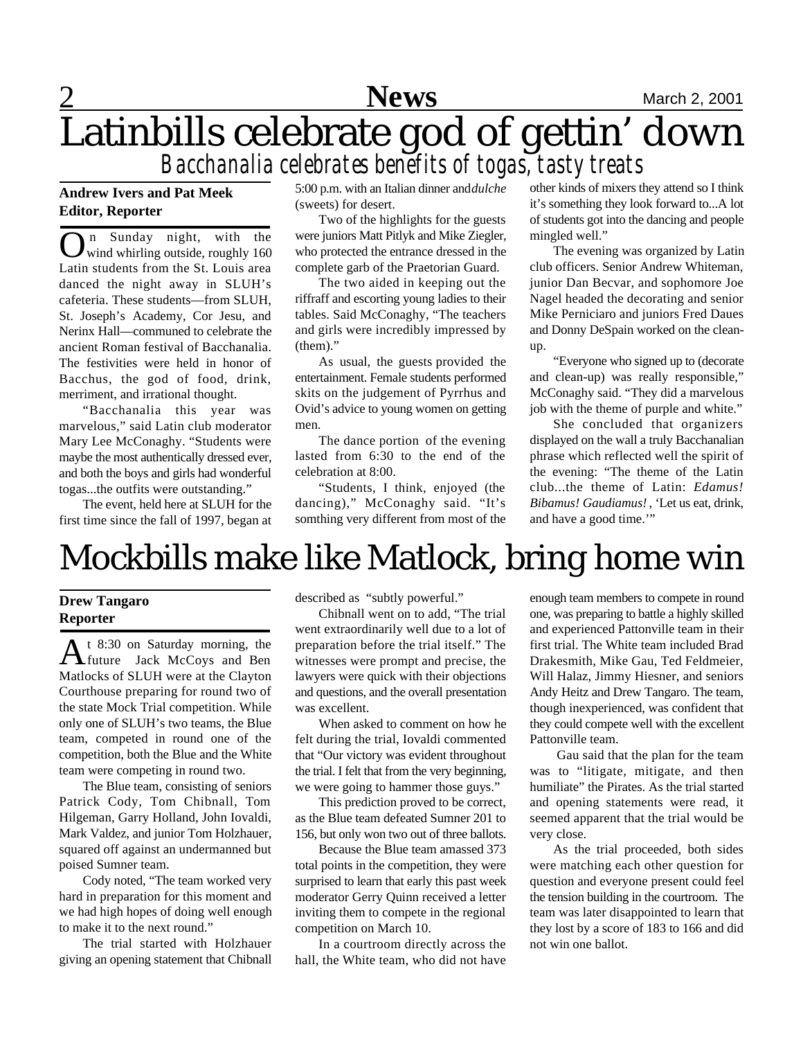# Latinbills celebrate god of gettin' down

## *Bacchanalia celebrates benefits of togas, tasty treats*

**Andrew Ivers and Pat Meek**
**Editor, Reporter**

On Sunday night, with the wind whirling outside, roughly 160 Latin students from the St. Louis area danced the night away in SLUH's cafeteria. These students—from SLUH, St. Joseph's Academy, Cor Jesu, and Nerinx Hall—communed to celebrate the ancient Roman festival of Bacchanalia. The festivities were held in honor of Bacchus, the god of food, drink, merriment, and irrational thought.

"Bacchanalia this year was marvelous," said Latin club moderator Mary Lee McConaghy. "Students were maybe the most authentically dressed ever, and both the boys and girls had wonderful togas...the outfits were outstanding."

The event, held here at SLUH for the first time since the fall of 1997, began at 5:00 p.m. with an Italian dinner and *dulche* (sweets) for desert.

Two of the highlights for the guests were juniors Matt Pitlyk and Mike Ziegler, who protected the entrance dressed in the complete garb of the Praetorian Guard.

The two aided in keeping out the riffraff and escorting young ladies to their tables. Said McConaghy, "The teachers and girls were incredibly impressed by (them)."

As usual, the guests provided the entertainment. Female students performed skits on the judgement of Pyrrhus and Ovid's advice to young women on getting men.

The dance portion of the evening lasted from 6:30 to the end of the celebration at 8:00.

"Students, I think, enjoyed (the dancing)," McConaghy said. "It's somthing very different from most of the other kinds of mixers they attend so I think it's something they look forward to...A lot of students got into the dancing and people mingled well."

The evening was organized by Latin club officers. Senior Andrew Whiteman, junior Dan Becvar, and sophomore Joe Nagel headed the decorating and senior Mike Perniciaro and juniors Fred Daues and Donny DeSpain worked on the clean-up.

"Everyone who signed up to (decorate and clean-up) was really responsible," McConaghy said. "They did a marvelous job with the theme of purple and white."

She concluded that organizers displayed on the wall a truly Bacchanalian phrase which reflected well the spirit of the evening: "The theme of the Latin club...the theme of Latin: *Edamus! Bibamus! Gaudiamus!*, 'Let us eat, drink, and have a good time.'"

# Mockbills make like Matlock, bring home win

**Drew Tangaro**
**Reporter**

At 8:30 on Saturday morning, the future Jack McCoys and Ben Matlocks of SLUH were at the Clayton Courthouse preparing for round two of the state Mock Trial competition. While only one of SLUH's two teams, the Blue team, competed in round one of the competition, both the Blue and the White team were competing in round two.

The Blue team, consisting of seniors Patrick Cody, Tom Chibnall, Tom Hilgeman, Garry Holland, John Iovaldi, Mark Valdez, and junior Tom Holzhauer, squared off against an undermanned but poised Sumner team.

Cody noted, "The team worked very hard in preparation for this moment and we had high hopes of doing well enough to make it to the next round."

The trial started with Holzhauer giving an opening statement that Chibnall described as "subtly powerful."

Chibnall went on to add, "The trial went extraordinarily well due to a lot of preparation before the trial itself." The witnesses were prompt and precise, the lawyers were quick with their objections and questions, and the overall presentation was excellent.

When asked to comment on how he felt during the trial, Iovaldi commented that "Our victory was evident throughout the trial. I felt that from the very beginning, we were going to hammer those guys."

This prediction proved to be correct, as the Blue team defeated Sumner 201 to 156, but only won two out of three ballots.

Because the Blue team amassed 373 total points in the competition, they were surprised to learn that early this past week moderator Gerry Quinn received a letter inviting them to compete in the regional competition on March 10.

In a courtroom directly across the hall, the White team, who did not have enough team members to compete in round one, was preparing to battle a highly skilled and experienced Pattonville team in their first trial. The White team included Brad Drakesmith, Mike Gau, Ted Feldmeier, Will Halaz, Jimmy Hiesner, and seniors Andy Heitz and Drew Tangaro. The team, though inexperienced, was confident that they could compete well with the excellent Pattonville team.

Gau said that the plan for the team was to "litigate, mitigate, and then humiliate" the Pirates. As the trial started and opening statements were read, it seemed apparent that the trial would be very close.

As the trial proceeded, both sides were matching each other question for question and everyone present could feel the tension building in the courtroom. The team was later disappointed to learn that they lost by a score of 183 to 166 and did not win one ballot.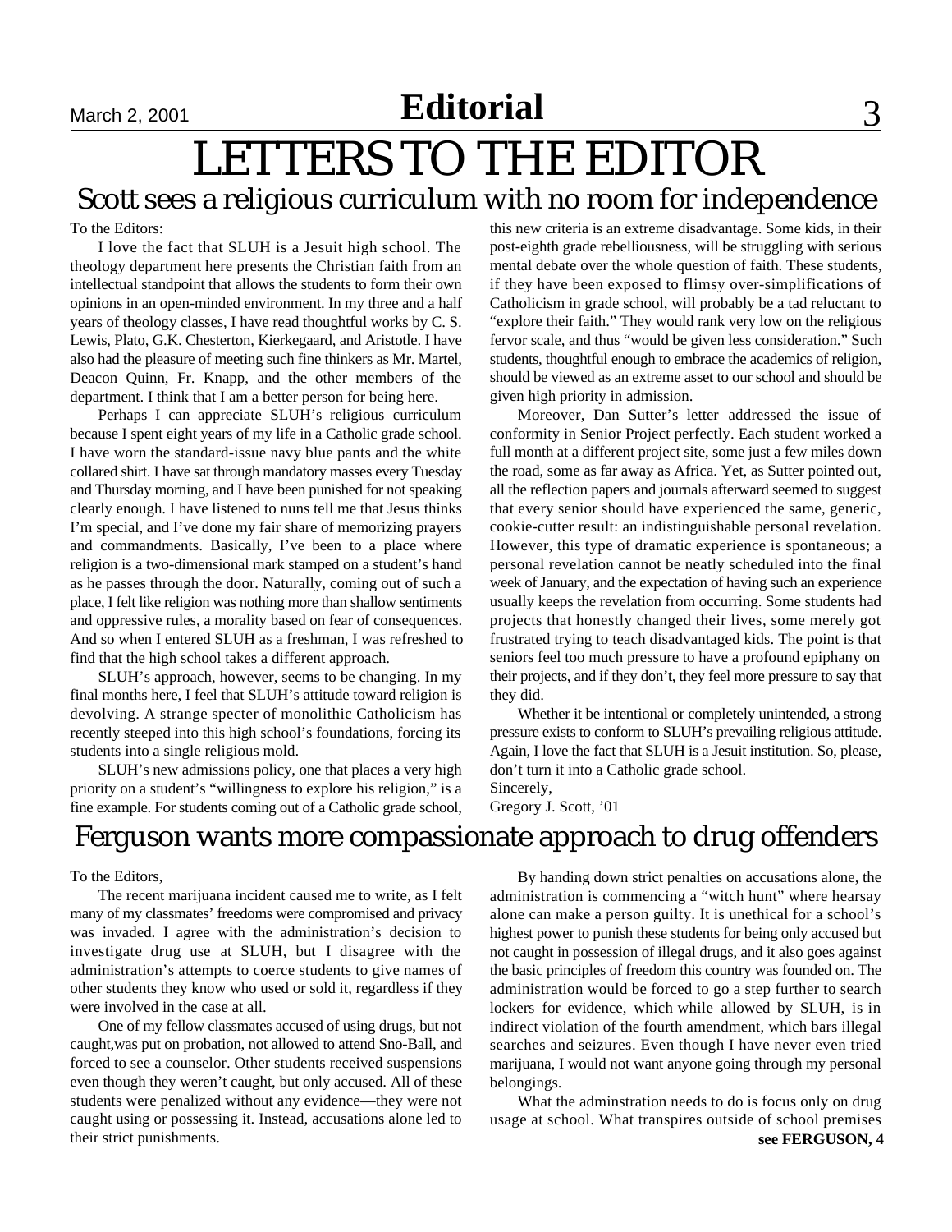# Editorial

# LETTERS TO THE EDITOR

## Scott sees a religious curriculum with no room for independence

To the Editors:

I love the fact that SLUH is a Jesuit high school. The theology department here presents the Christian faith from an intellectual standpoint that allows the students to form their own opinions in an open-minded environment. In my three and a half years of theology classes, I have read thoughtful works by C. S. Lewis, Plato, G.K. Chesterton, Kierkegaard, and Aristotle. I have also had the pleasure of meeting such fine thinkers as Mr. Martel, Deacon Quinn, Fr. Knapp, and the other members of the department. I think that I am a better person for being here.

Perhaps I can appreciate SLUH's religious curriculum because I spent eight years of my life in a Catholic grade school. I have worn the standard-issue navy blue pants and the white collared shirt. I have sat through mandatory masses every Tuesday and Thursday morning, and I have been punished for not speaking clearly enough. I have listened to nuns tell me that Jesus thinks I'm special, and I've done my fair share of memorizing prayers and commandments. Basically, I've been to a place where religion is a two-dimensional mark stamped on a student's hand as he passes through the door. Naturally, coming out of such a place, I felt like religion was nothing more than shallow sentiments and oppressive rules, a morality based on fear of consequences. And so when I entered SLUH as a freshman, I was refreshed to find that the high school takes a different approach.

SLUH's approach, however, seems to be changing. In my final months here, I feel that SLUH's attitude toward religion is devolving. A strange specter of monolithic Catholicism has recently steeped into this high school's foundations, forcing its students into a single religious mold.

SLUH's new admissions policy, one that places a very high priority on a student's "willingness to explore his religion," is a fine example. For students coming out of a Catholic grade school, this new criteria is an extreme disadvantage. Some kids, in their post-eighth grade rebelliousness, will be struggling with serious mental debate over the whole question of faith. These students, if they have been exposed to flimsy over-simplifications of Catholicism in grade school, will probably be a tad reluctant to "explore their faith." They would rank very low on the religious fervor scale, and thus "would be given less consideration." Such students, thoughtful enough to embrace the academics of religion, should be viewed as an extreme asset to our school and should be given high priority in admission.

Moreover, Dan Sutter's letter addressed the issue of conformity in Senior Project perfectly. Each student worked a full month at a different project site, some just a few miles down the road, some as far away as Africa. Yet, as Sutter pointed out, all the reflection papers and journals afterward seemed to suggest that every senior should have experienced the same, generic, cookie-cutter result: an indistinguishable personal revelation. However, this type of dramatic experience is spontaneous; a personal revelation cannot be neatly scheduled into the final week of January, and the expectation of having such an experience usually keeps the revelation from occurring. Some students had projects that honestly changed their lives, some merely got frustrated trying to teach disadvantaged kids. The point is that seniors feel too much pressure to have a profound epiphany on their projects, and if they don't, they feel more pressure to say that they did.

Whether it be intentional or completely unintended, a strong pressure exists to conform to SLUH's prevailing religious attitude. Again, I love the fact that SLUH is a Jesuit institution. So, please, don't turn it into a Catholic grade school.

Sincerely,
Gregory J. Scott, '01

## Ferguson wants more compassionate approach to drug offenders

To the Editors,

The recent marijuana incident caused me to write, as I felt many of my classmates' freedoms were compromised and privacy was invaded. I agree with the administration's decision to investigate drug use at SLUH, but I disagree with the administration's attempts to coerce students to give names of other students they know who used or sold it, regardless if they were involved in the case at all.

One of my fellow classmates accused of using drugs, but not caught,was put on probation, not allowed to attend Sno-Ball, and forced to see a counselor. Other students received suspensions even though they weren't caught, but only accused. All of these students were penalized without any evidence—they were not caught using or possessing it. Instead, accusations alone led to their strict punishments.

By handing down strict penalties on accusations alone, the administration is commencing a "witch hunt" where hearsay alone can make a person guilty. It is unethical for a school's highest power to punish these students for being only accused but not caught in possession of illegal drugs, and it also goes against the basic principles of freedom this country was founded on. The administration would be forced to go a step further to search lockers for evidence, which while allowed by SLUH, is in indirect violation of the fourth amendment, which bars illegal searches and seizures. Even though I have never even tried marijuana, I would not want anyone going through my personal belongings.

What the adminstration needs to do is focus only on drug usage at school. What transpires outside of school premises

**see FERGUSON, 4**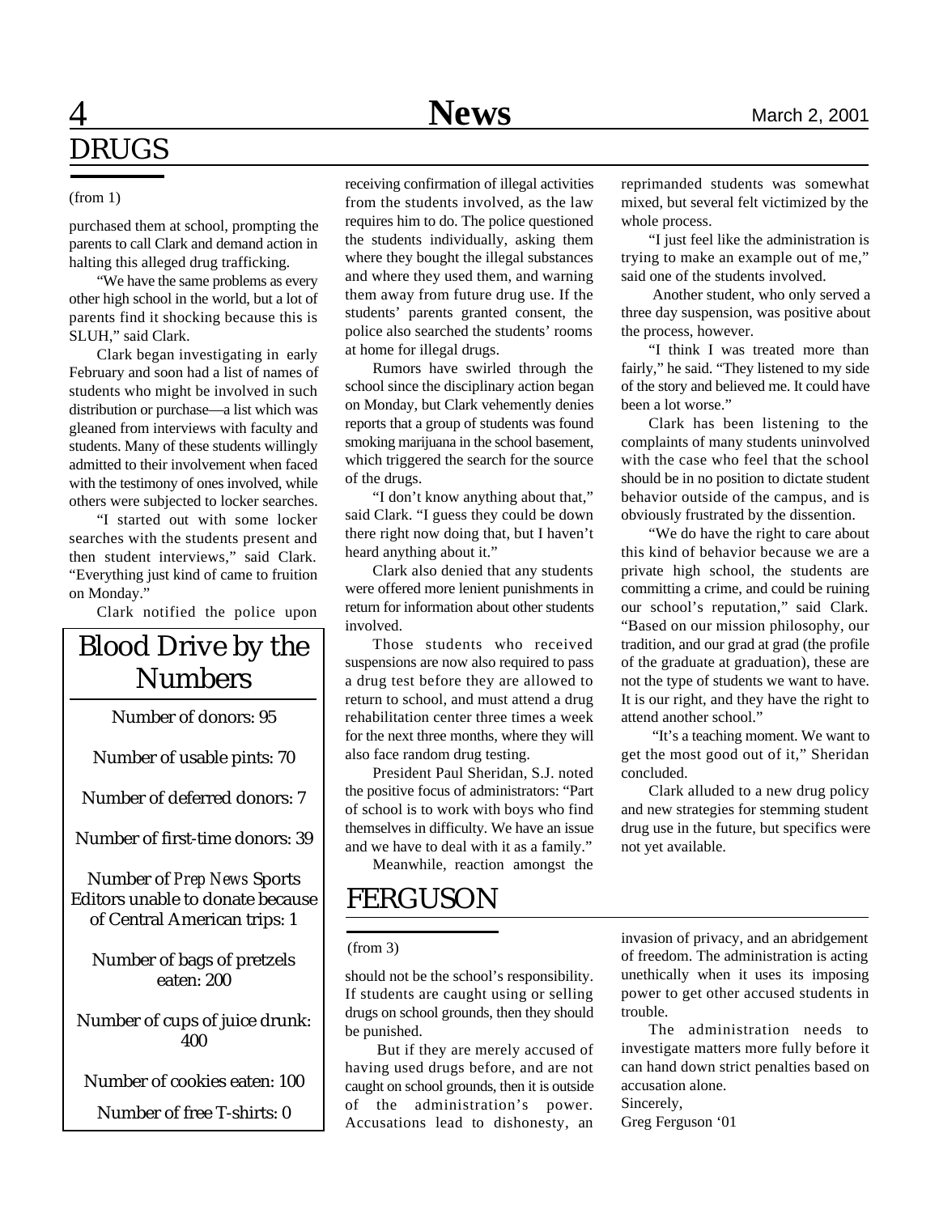# DRUGS

(from 1)

purchased them at school, prompting the parents to call Clark and demand action in halting this alleged drug trafficking.

"We have the same problems as every other high school in the world, but a lot of parents find it shocking because this is SLUH," said Clark.

Clark began investigating in early February and soon had a list of names of students who might be involved in such distribution or purchase—a list which was gleaned from interviews with faculty and students. Many of these students willingly admitted to their involvement when faced with the testimony of ones involved, while others were subjected to locker searches.

"I started out with some locker searches with the students present and then student interviews," said Clark. "Everything just kind of came to fruition on Monday."

Clark notified the police upon receiving confirmation of illegal activities from the students involved, as the law requires him to do. The police questioned the students individually, asking them where they bought the illegal substances and where they used them, and warning them away from future drug use. If the students' parents granted consent, the police also searched the students' rooms at home for illegal drugs.

Rumors have swirled through the school since the disciplinary action began on Monday, but Clark vehemently denies reports that a group of students was found smoking marijuana in the school basement, which triggered the search for the source of the drugs.

"I don't know anything about that," said Clark. "I guess they could be down there right now doing that, but I haven't heard anything about it."

Clark also denied that any students were offered more lenient punishments in return for information about other students involved.

Those students who received suspensions are now also required to pass a drug test before they are allowed to return to school, and must attend a drug rehabilitation center three times a week for the next three months, where they will also face random drug testing.

President Paul Sheridan, S.J. noted the positive focus of administrators: "Part of school is to work with boys who find themselves in difficulty. We have an issue and we have to deal with it as a family."

Meanwhile, reaction amongst the reprimanded students was somewhat mixed, but several felt victimized by the whole process.

"I just feel like the administration is trying to make an example out of me," said one of the students involved.

Another student, who only served a three day suspension, was positive about the process, however.

"I think I was treated more than fairly," he said. "They listened to my side of the story and believed me. It could have been a lot worse."

Clark has been listening to the complaints of many students uninvolved with the case who feel that the school should be in no position to dictate student behavior outside of the campus, and is obviously frustrated by the dissention.

"We do have the right to care about this kind of behavior because we are a private high school, the students are committing a crime, and could be ruining our school's reputation," said Clark. "Based on our mission philosophy, our tradition, and our grad at grad (the profile of the graduate at graduation), these are not the type of students we want to have. It is our right, and they have the right to attend another school."

"It's a teaching moment. We want to get the most good out of it," Sheridan concluded.

Clark alluded to a new drug policy and new strategies for stemming student drug use in the future, but specifics were not yet available.

## Blood Drive by the Numbers

Number of donors: 95

Number of usable pints: 70

Number of deferred donors: 7

Number of first-time donors: 39

Number of *Prep News* Sports Editors unable to donate because of Central American trips: 1

Number of bags of pretzels eaten: 200

Number of cups of juice drunk: 400

Number of cookies eaten: 100

Number of free T-shirts: 0

# FERGUSON

(from 3)

should not be the school's responsibility. If students are caught using or selling drugs on school grounds, then they should be punished.

But if they are merely accused of having used drugs before, and are not caught on school grounds, then it is outside of the administration's power. Accusations lead to dishonesty, an invasion of privacy, and an abridgement of freedom. The administration is acting unethically when it uses its imposing power to get other accused students in trouble.

The administration needs to investigate matters more fully before it can hand down strict penalties based on accusation alone.

Sincerely,
Greg Ferguson '01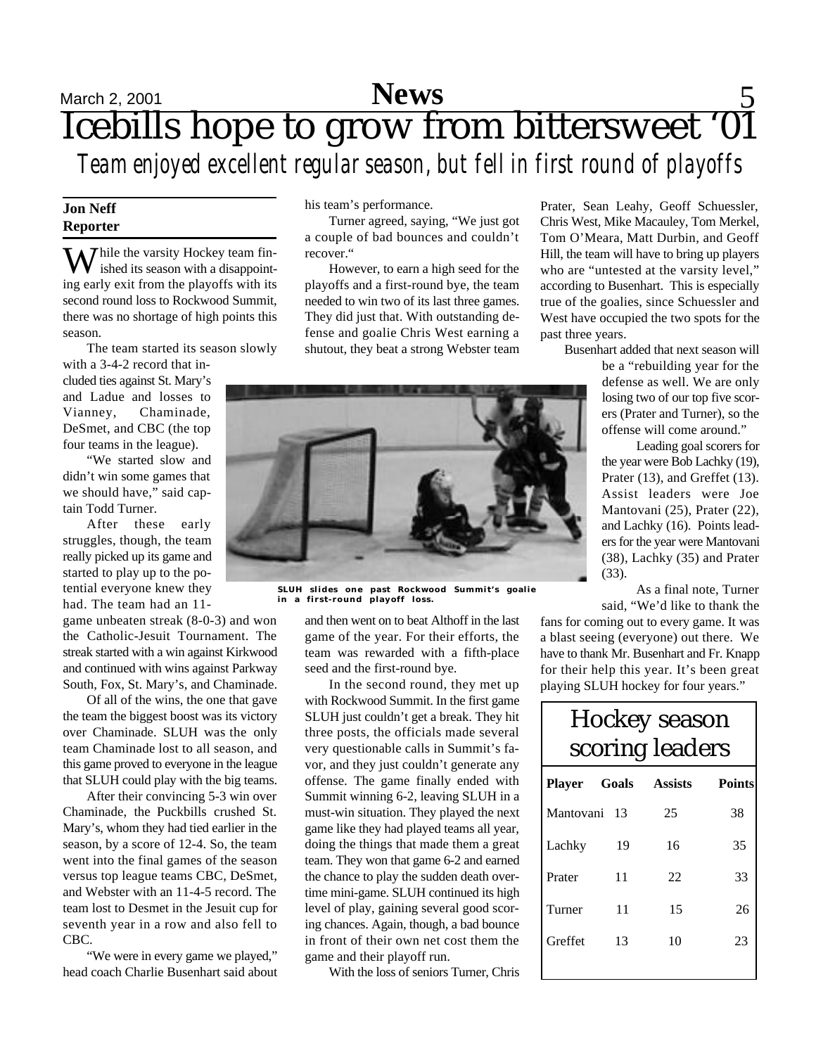# Icebills hope to grow from bittersweet '01

*Team enjoyed excellent regular season, but fell in first round of playoffs*

**Jon Neff**
**Reporter**

While the varsity Hockey team finished its season with a disappointing early exit from the playoffs with its second round loss to Rockwood Summit, there was no shortage of high points this season.

The team started its season slowly with a 3-4-2 record that included ties against St. Mary's and Ladue and losses to Vianney, Chaminade, DeSmet, and CBC (the top four teams in the league).

"We started slow and didn't win some games that we should have," said captain Todd Turner.

After these early struggles, though, the team really picked up its game and started to play up to the potential everyone knew they had. The team had an 11-game unbeaten streak (8-0-3) and won the Catholic-Jesuit Tournament. The streak started with a win against Kirkwood and continued with wins against Parkway South, Fox, St. Mary's, and Chaminade.

Of all of the wins, the one that gave the team the biggest boost was its victory over Chaminade. SLUH was the only team Chaminade lost to all season, and this game proved to everyone in the league that SLUH could play with the big teams.

After their convincing 5-3 win over Chaminade, the Puckbills crushed St. Mary's, whom they had tied earlier in the season, by a score of 12-4. So, the team went into the final games of the season versus top league teams CBC, DeSmet, and Webster with an 11-4-5 record. The team lost to Desmet in the Jesuit cup for seventh year in a row and also fell to CBC.

"We were in every game we played," head coach Charlie Busenhart said about his team's performance.

Turner agreed, saying, "We just got a couple of bad bounces and couldn't recover."

However, to earn a high seed for the playoffs and a first-round bye, the team needed to win two of its last three games. They did just that. With outstanding defense and goalie Chris West earning a shutout, they beat a strong Webster team and then went on to beat Althoff in the last game of the year. For their efforts, the team was rewarded with a fifth-place seed and the first-round bye.

SLUH slides one past Rockwood Summit's goalie in a first-round playoff loss.

In the second round, they met up with Rockwood Summit. In the first game SLUH just couldn't get a break. They hit three posts, the officials made several very questionable calls in Summit's favor, and they just couldn't generate any offense. The game finally ended with Summit winning 6-2, leaving SLUH in a must-win situation. They played the next game like they had played teams all year, doing the things that made them a great team. They won that game 6-2 and earned the chance to play the sudden death overtime mini-game. SLUH continued its high level of play, gaining several good scoring chances. Again, though, a bad bounce in front of their own net cost them the game and their playoff run.

With the loss of seniors Turner, Chris Prater, Sean Leahy, Geoff Schuessler, Chris West, Mike Macauley, Tom Merkel, Tom O'Meara, Matt Durbin, and Geoff Hill, the team will have to bring up players who are "untested at the varsity level," according to Busenhart. This is especially true of the goalies, since Schuessler and West have occupied the two spots for the past three years.

Busenhart added that next season will be a "rebuilding year for the defense as well. We are only losing two of our top five scorers (Prater and Turner), so the offense will come around."

Leading goal scorers for the year were Bob Lachky (19), Prater (13), and Greffet (13). Assist leaders were Joe Mantovani (25), Prater (22), and Lachky (16). Points leaders for the year were Mantovani (38), Lachky (35) and Prater (33).

As a final note, Turner said, "We'd like to thank the fans for coming out to every game. It was a blast seeing (everyone) out there. We have to thank Mr. Busenhart and Fr. Knapp for their help this year. It's been great playing SLUH hockey for four years."

## Hockey season scoring leaders

| Player | Goals | Assists | Points |
|---|---|---|---|
| Mantovani | 13 | 25 | 38 |
| Lachky | 19 | 16 | 35 |
| Prater | 11 | 22 | 33 |
| Turner | 11 | 15 | 26 |
| Greffet | 13 | 10 | 23 |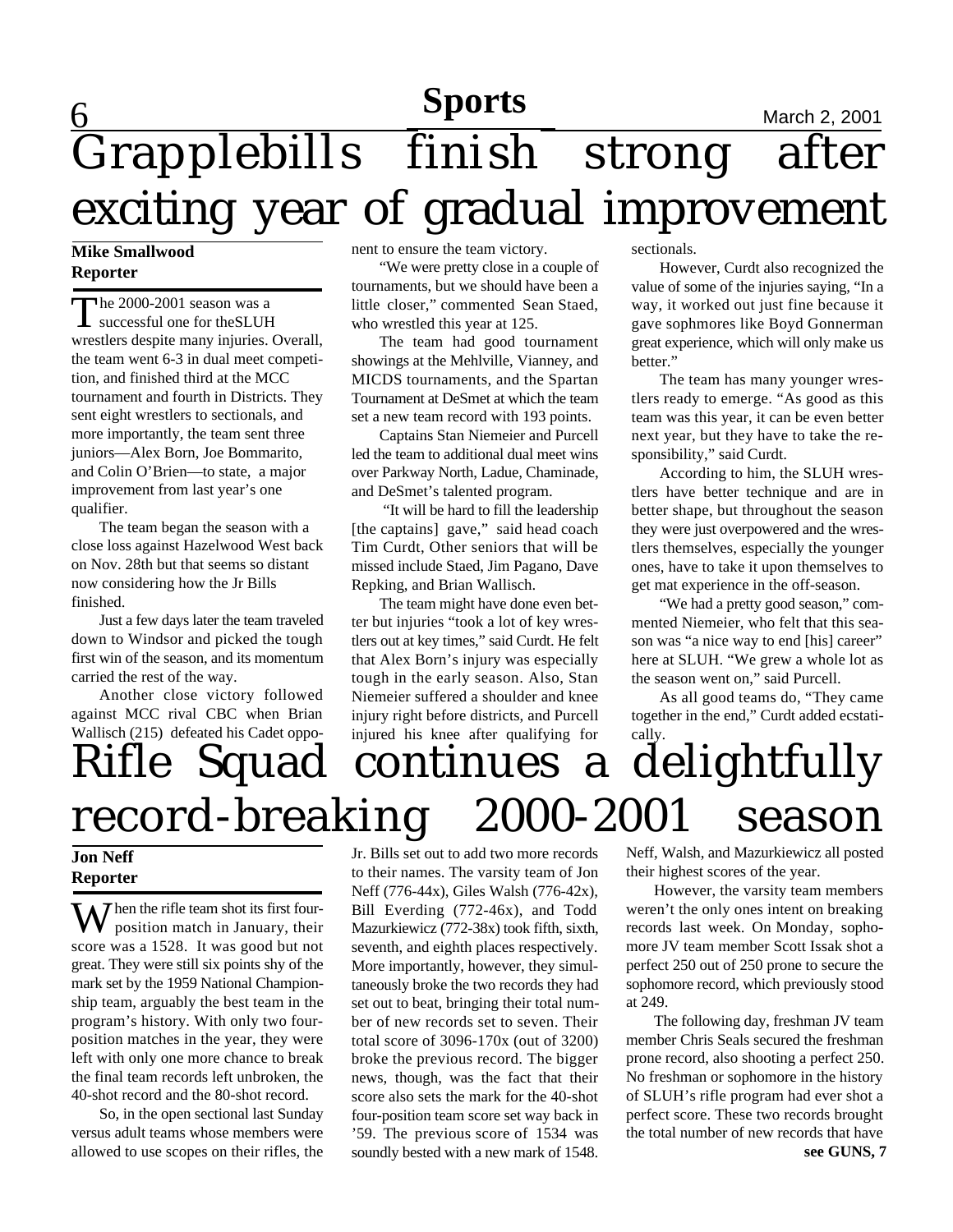# Grapplebills finish strong after exciting year of gradual improvement

**Mike Smallwood**
**Reporter**

The 2000-2001 season was a successful one for theSLUH wrestlers despite many injuries. Overall, the team went 6-3 in dual meet competition, and finished third at the MCC tournament and fourth in Districts. They sent eight wrestlers to sectionals, and more importantly, the team sent three juniors—Alex Born, Joe Bommarito, and Colin O'Brien—to state, a major improvement from last year's one qualifier.

The team began the season with a close loss against Hazelwood West back on Nov. 28th but that seems so distant now considering how the Jr Bills finished.

Just a few days later the team traveled down to Windsor and picked the tough first win of the season, and its momentum carried the rest of the way.

Another close victory followed against MCC rival CBC when Brian Wallisch (215) defeated his Cadet opponent to ensure the team victory.

"We were pretty close in a couple of tournaments, but we should have been a little closer," commented Sean Staed, who wrestled this year at 125.

The team had good tournament showings at the Mehlville, Vianney, and MICDS tournaments, and the Spartan Tournament at DeSmet at which the team set a new team record with 193 points.

Captains Stan Niemeier and Purcell led the team to additional dual meet wins over Parkway North, Ladue, Chaminade, and DeSmet's talented program.

"It will be hard to fill the leadership [the captains] gave," said head coach Tim Curdt, Other seniors that will be missed include Staed, Jim Pagano, Dave Repking, and Brian Wallisch.

The team might have done even better but injuries "took a lot of key wrestlers out at key times," said Curdt. He felt that Alex Born's injury was especially tough in the early season. Also, Stan Niemeier suffered a shoulder and knee injury right before districts, and Purcell injured his knee after qualifying for sectionals.

However, Curdt also recognized the value of some of the injuries saying, "In a way, it worked out just fine because it gave sophmores like Boyd Gonnerman great experience, which will only make us better."

The team has many younger wrestlers ready to emerge. "As good as this team was this year, it can be even better next year, but they have to take the responsibility," said Curdt.

According to him, the SLUH wrestlers have better technique and are in better shape, but throughout the season they were just overpowered and the wrestlers themselves, especially the younger ones, have to take it upon themselves to get mat experience in the off-season.

"We had a pretty good season," commented Niemeier, who felt that this season was "a nice way to end [his] career" here at SLUH. "We grew a whole lot as the season went on," said Purcell.

As all good teams do, "They came together in the end," Curdt added ecstatically.

# Rifle Squad continues a delightfully record-breaking 2000-2001 season

**Jon Neff**
**Reporter**

When the rifle team shot its first four-position match in January, their score was a 1528. It was good but not great. They were still six points shy of the mark set by the 1959 National Championship team, arguably the best team in the program's history. With only two four-position matches in the year, they were left with only one more chance to break the final team records left unbroken, the 40-shot record and the 80-shot record.

So, in the open sectional last Sunday versus adult teams whose members were allowed to use scopes on their rifles, the Jr. Bills set out to add two more records to their names. The varsity team of Jon Neff (776-44x), Giles Walsh (776-42x), Bill Everding (772-46x), and Todd Mazurkiewicz (772-38x) took fifth, sixth, seventh, and eighth places respectively. More importantly, however, they simultaneously broke the two records they had set out to beat, bringing their total number of new records set to seven. Their total score of 3096-170x (out of 3200) broke the previous record. The bigger news, though, was the fact that their score also sets the mark for the 40-shot four-position team score set way back in '59. The previous score of 1534 was soundly bested with a new mark of 1548. Neff, Walsh, and Mazurkiewicz all posted their highest scores of the year.

However, the varsity team members weren't the only ones intent on breaking records last week. On Monday, sophomore JV team member Scott Issak shot a perfect 250 out of 250 prone to secure the sophomore record, which previously stood at 249.

The following day, freshman JV team member Chris Seals secured the freshman prone record, also shooting a perfect 250. No freshman or sophomore in the history of SLUH's rifle program had ever shot a perfect score. These two records brought the total number of new records that have

**see GUNS, 7**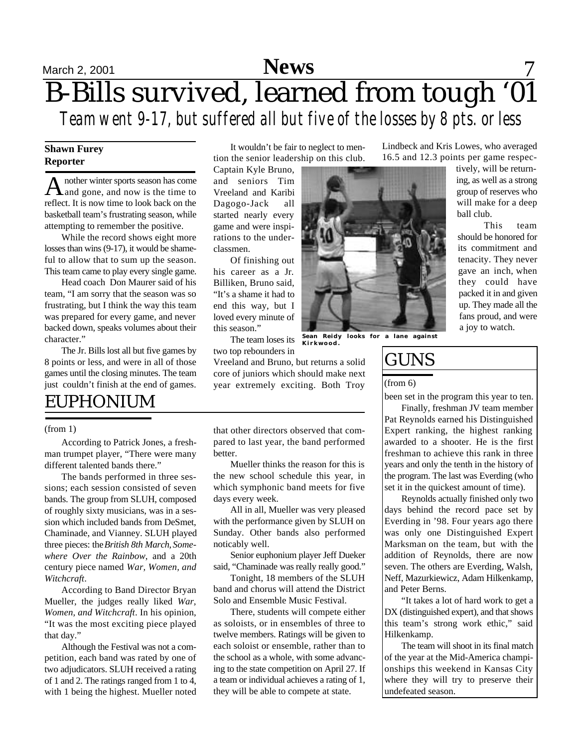# B-Bills survived, learned from tough '01

*Team went 9-17, but suffered all but five of the losses by 8 pts. or less*

**Shawn Furey**
**Reporter**

Another winter sports season has come and gone, and now is the time to reflect. It is now time to look back on the basketball team's frustrating season, while attempting to remember the positive.

While the record shows eight more losses than wins (9-17), it would be shameful to allow that to sum up the season. This team came to play every single game.

Head coach Don Maurer said of his team, "I am sorry that the season was so frustrating, but I think the way this team was prepared for every game, and never backed down, speaks volumes about their character."

The Jr. Bills lost all but five games by 8 points or less, and were in all of those games until the closing minutes. The team just couldn't finish at the end of games.

It wouldn't be fair to neglect to mention the senior leadership on this club. Captain Kyle Bruno, and seniors Tim Vreeland and Karibi Dagogo-Jack all started nearly every game and were inspirations to the underclassmen.

Of finishing out his career as a Jr. Billiken, Bruno said, "It's a shame it had to end this way, but I loved every minute of this season."

The team loses its two top rebounders in Vreeland and Bruno, but returns a solid core of juniors which should make next year extremely exciting. Both Troy Lindbeck and Kris Lowes, who averaged 16.5 and 12.3 points per game respectively, will be returning, as well as a strong group of reserves who will make for a deep ball club.

This team should be honored for its commitment and tenacity. They never gave an inch, when they could have packed it in and given up. They made all the fans proud, and were a joy to watch.

**Sean Reidy looks for a lane against Kirkwood.**

## EUPHONIUM

(from 1)

According to Patrick Jones, a freshman trumpet player, "There were many different talented bands there."

The bands performed in three sessions; each session consisted of seven bands. The group from SLUH, composed of roughly sixty musicians, was in a session which included bands from DeSmet, Chaminade, and Vianney. SLUH played three pieces: the *British 8th March*, *Somewhere Over the Rainbow*, and a 20th century piece named *War, Women, and Witchcraft*.

According to Band Director Bryan Mueller, the judges really liked *War, Women, and Witchcraft*. In his opinion, "It was the most exciting piece played that day."

Although the Festival was not a competition, each band was rated by one of two adjudicators. SLUH received a rating of 1 and 2. The ratings ranged from 1 to 4, with 1 being the highest. Mueller noted that other directors observed that compared to last year, the band performed better.

Mueller thinks the reason for this is the new school schedule this year, in which symphonic band meets for five days every week.

All in all, Mueller was very pleased with the performance given by SLUH on Sunday. Other bands also performed noticably well.

Senior euphonium player Jeff Dueker said, "Chaminade was really really good."

Tonight, 18 members of the SLUH band and chorus will attend the District Solo and Ensemble Music Festival.

There, students will compete either as soloists, or in ensembles of three to twelve members. Ratings will be given to each soloist or ensemble, rather than to the school as a whole, with some advancing to the state competition on April 27. If a team or individual achieves a rating of 1, they will be able to compete at state.

## GUNS

(from 6)

been set in the program this year to ten.

Finally, freshman JV team member Pat Reynolds earned his Distinguished Expert ranking, the highest ranking awarded to a shooter. He is the first freshman to achieve this rank in three years and only the tenth in the history of the program. The last was Everding (who set it in the quickest amount of time).

Reynolds actually finished only two days behind the record pace set by Everding in '98. Four years ago there was only one Distinguished Expert Marksman on the team, but with the addition of Reynolds, there are now seven. The others are Everding, Walsh, Neff, Mazurkiewicz, Adam Hilkenkamp, and Peter Berns.

"It takes a lot of hard work to get a DX (distinguished expert), and that shows this team's strong work ethic," said Hilkenkamp.

The team will shoot in its final match of the year at the Mid-America championships this weekend in Kansas City where they will try to preserve their undefeated season.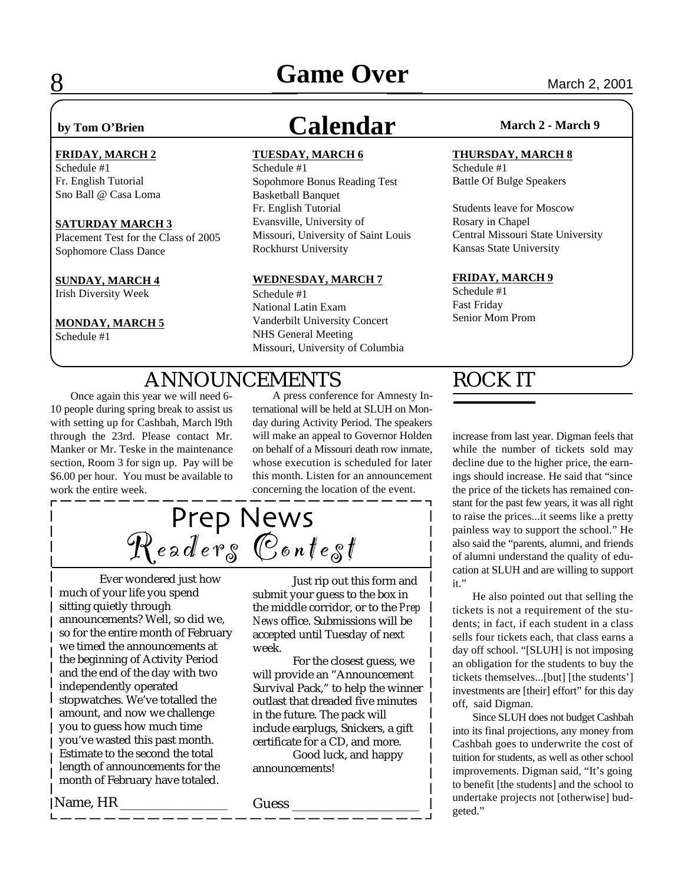# Game Over

## Calendar

by Tom O'Brien

**March 2 - March 9**

**FRIDAY, MARCH 2**
Schedule #1
Fr. English Tutorial
Sno Ball @ Casa Loma

**SATURDAY MARCH 3**
Placement Test for the Class of 2005
Sophomore Class Dance

**SUNDAY, MARCH 4**
Irish Diversity Week

**MONDAY, MARCH 5**
Schedule #1

**TUESDAY, MARCH 6**
Schedule #1
Sopohmore Bonus Reading Test
Basketball Banquet
Fr. English Tutorial
Evansville, University of
Missouri, University of Saint Louis
Rockhurst University

**WEDNESDAY, MARCH 7**
Schedule #1
National Latin Exam
Vanderbilt University Concert
NHS General Meeting
Missouri, University of Columbia

**THURSDAY, MARCH 8**
Schedule #1
Battle Of Bulge Speakers

Students leave for Moscow
Rosary in Chapel
Central Missouri State University
Kansas State University

**FRIDAY, MARCH 9**
Schedule #1
Fast Friday
Senior Mom Prom

## ANNOUNCEMENTS

Once again this year we will need 6-10 people during spring break to assist us with setting up for Cashbah, March l9th through the 23rd. Please contact Mr. Manker or Mr. Teske in the maintenance section, Room 3 for sign up. Pay will be $6.00 per hour. You must be available to work the entire week.

A press conference for Amnesty International will be held at SLUH on Monday during Activity Period. The speakers will make an appeal to Governor Holden on behalf of a Missouri death row inmate, whose execution is scheduled for later this month. Listen for an announcement concerning the location of the event.

## Prep News Readers Contest

Ever wondered just how much of your life you spend sitting quietly through announcements? Well, so did we, so for the entire month of February we timed the announcements at the beginning of Activity Period and the end of the day with two independently operated stopwatches. We've totalled the amount, and now we challenge you to guess how much time you've wasted this past month. Estimate to the second the total length of announcements for the month of February have totaled.

Just rip out this form and submit your guess to the box in the middle corridor, or to the *Prep News* office. Submissions will be accepted until Tuesday of next week.

For the closest guess, we will provide an "Announcement Survival Pack," to help the winner outlast that dreaded five minutes in the future. The pack will include earplugs, Snickers, a gift certificate for a CD, and more.

Good luck, and happy announcements!

Name, HR \_\_\_\_\_\_\_\_\_\_\_\_\_\_\_\_ Guess \_\_\_\_\_\_\_\_\_\_\_\_\_\_\_\_\_\_

## ROCK IT

increase from last year. Digman feels that while the number of tickets sold may decline due to the higher price, the earnings should increase. He said that "since the price of the tickets has remained constant for the past few years, it was all right to raise the prices...it seems like a pretty painless way to support the school." He also said the "parents, alumni, and friends of alumni understand the quality of education at SLUH and are willing to support it."

He also pointed out that selling the tickets is not a requirement of the students; in fact, if each student in a class sells four tickets each, that class earns a day off school. "[SLUH] is not imposing an obligation for the students to buy the tickets themselves...[but] [the students'] investments are [their] effort" for this day off, said Digman.

Since SLUH does not budget Cashbah into its final projections, any money from Cashbah goes to underwrite the cost of tuition for students, as well as other school improvements. Digman said, "It's going to benefit [the students] and the school to undertake projects not [otherwise] budgeted."